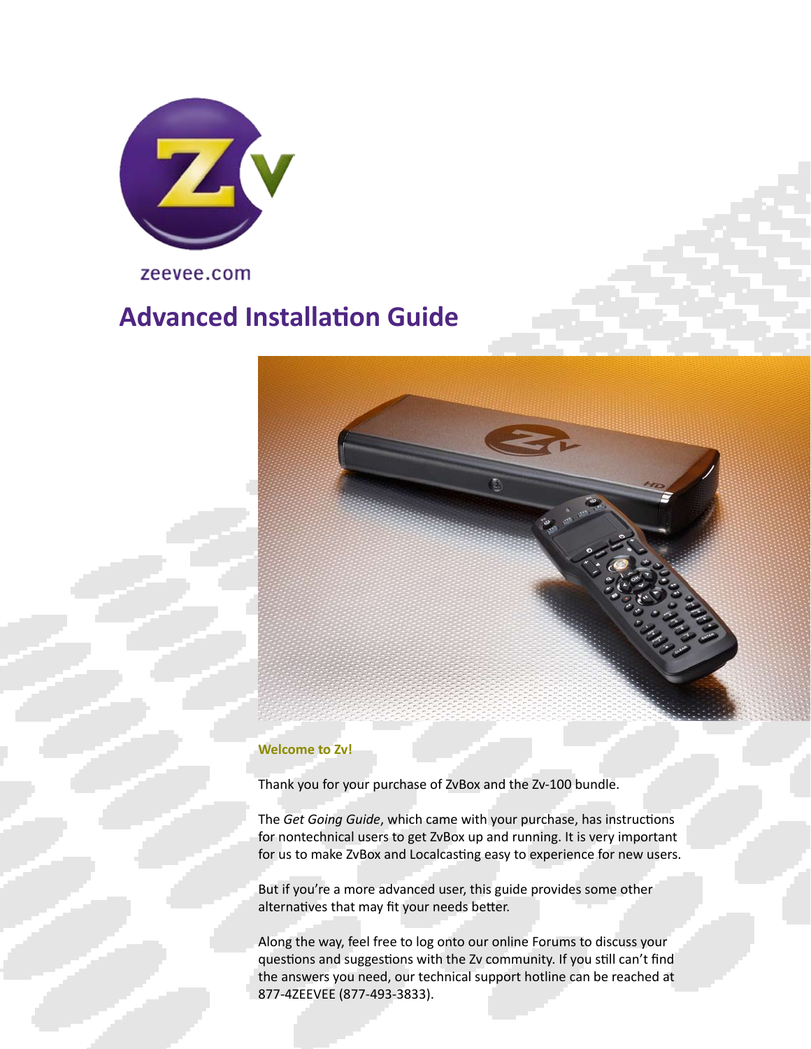zeevee.com

# Advanced Installation Guide

**Welcome to Zv!**

Thank you for your purchase of ZvBox and the Zv-100 bundle.

The *Get Going Guide*, which came with your purchase, has instructions for nontechnical users to get ZvBox up and running. It is very important for us to make ZvBox and Localcasting easy to experience for new users.

But if you're a more advanced user, this guide provides some other alternatives that may fit your needs better.

Along the way, feel free to log onto our online Forums to discuss your questions and suggestions with the Zv community. If you still can't find the answers you need, our technical support hotline can be reached at 877-4ZEEVEE (877-493-3833).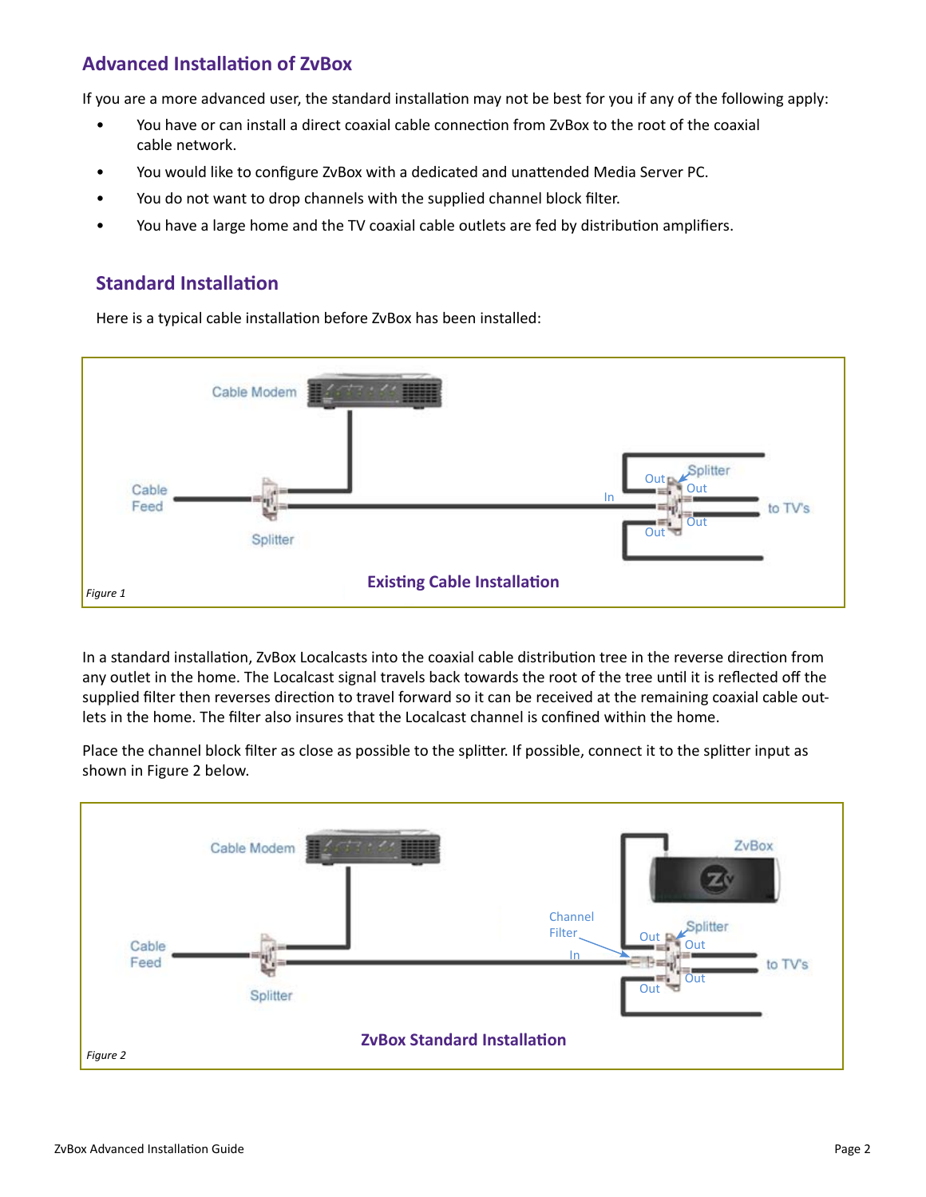## Advanced Installation of ZvBox

If you are a more advanced user, the standard installation may not be best for you if any of the following apply:

- You have or can install a direct coaxial cable connection from ZvBox to the root of the coaxial cable network.
- You would like to configure ZvBox with a dedicated and unattended Media Server PC.
- You do not want to drop channels with the supplied channel block filter.
- You have a large home and the TV coaxial cable outlets are fed by distribution amplifiers.

### Standard Installation

Here is a typical cable installation before ZvBox has been installed:

*Figure 1* **Existing Cable Installation**

In a standard installation, ZvBox Localcasts into the coaxial cable distribution tree in the reverse direction from any outlet in the home. The Localcast signal travels back towards the root of the tree until it is reflected off the supplied filter then reverses direction to travel forward so it can be received at the remaining coaxial cable outlets in the home. The filter also insures that the Localcast channel is confined within the home.

Place the channel block filter as close as possible to the splitter. If possible, connect it to the splitter input as shown in Figure 2 below.

*Figure 2* **ZvBox Standard Installation**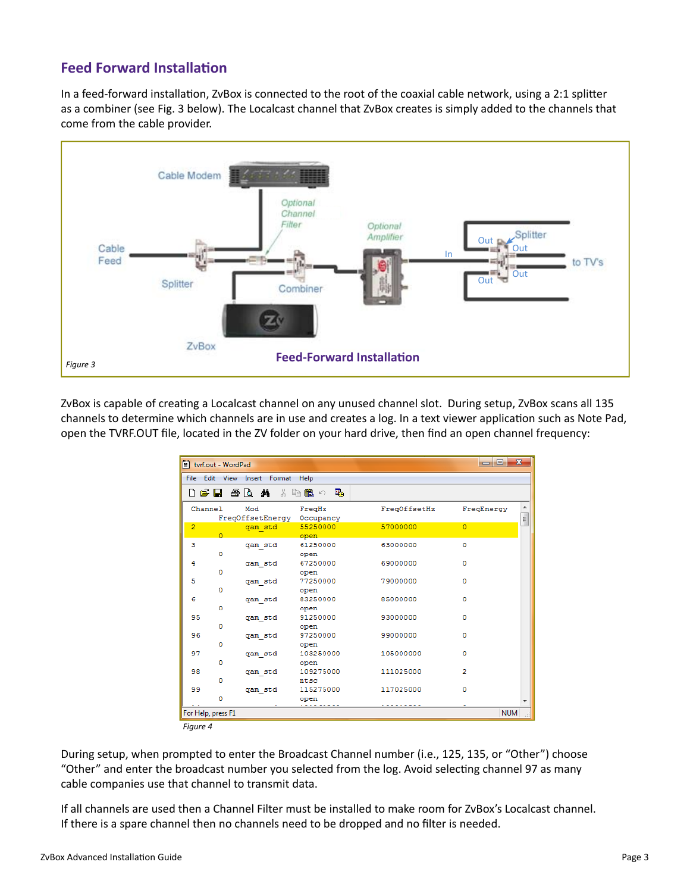## Feed Forward Installation

In a feed-forward installation, ZvBox is connected to the root of the coaxial cable network, using a 2:1 splitter as a combiner (see Fig. 3 below). The Localcast channel that ZvBox creates is simply added to the channels that come from the cable provider.

*Figure 3*

**Feed-Forward Installation**

ZvBox is capable of creating a Localcast channel on any unused channel slot. During setup, ZvBox scans all 135 channels to determine which channels are in use and creates a log. In a text viewer application such as Note Pad, open the TVRF.OUT file, located in the ZV folder on your hard drive, then find an open channel frequency:

| Channel | Mod | FreqHz | FreqOffsetHz | FreqEnergy | FreqOffsetEnergy | Occupancy |
|---|---|---|---|---|---|---|
| 2 | qam_std | 55250000 | 57000000 | 0 | 0 | open |
| 3 | qam_std | 61250000 | 63000000 | 0 | 0 | open |
| 4 | qam_std | 67250000 | 69000000 | 0 | 0 | open |
| 5 | qam_std | 77250000 | 79000000 | 0 | 0 | open |
| 6 | qam_std | 83250000 | 85000000 | 0 | 0 | open |
| 95 | qam_std | 91250000 | 93000000 | 0 | 0 | open |
| 96 | qam_std | 97250000 | 99000000 | 0 | 0 | open |
| 97 | qam_std | 103250000 | 105000000 | 0 | 0 | open |
| 98 | qam_std | 109275000 | 111025000 | 2 | 0 | ntsc |
| 99 | qam_std | 115275000 | 117025000 | 0 | 0 | open |

*Figure 4*

During setup, when prompted to enter the Broadcast Channel number (i.e., 125, 135, or "Other") choose "Other" and enter the broadcast number you selected from the log. Avoid selecting channel 97 as many cable companies use that channel to transmit data.

If all channels are used then a Channel Filter must be installed to make room for ZvBox's Localcast channel. If there is a spare channel then no channels need to be dropped and no filter is needed.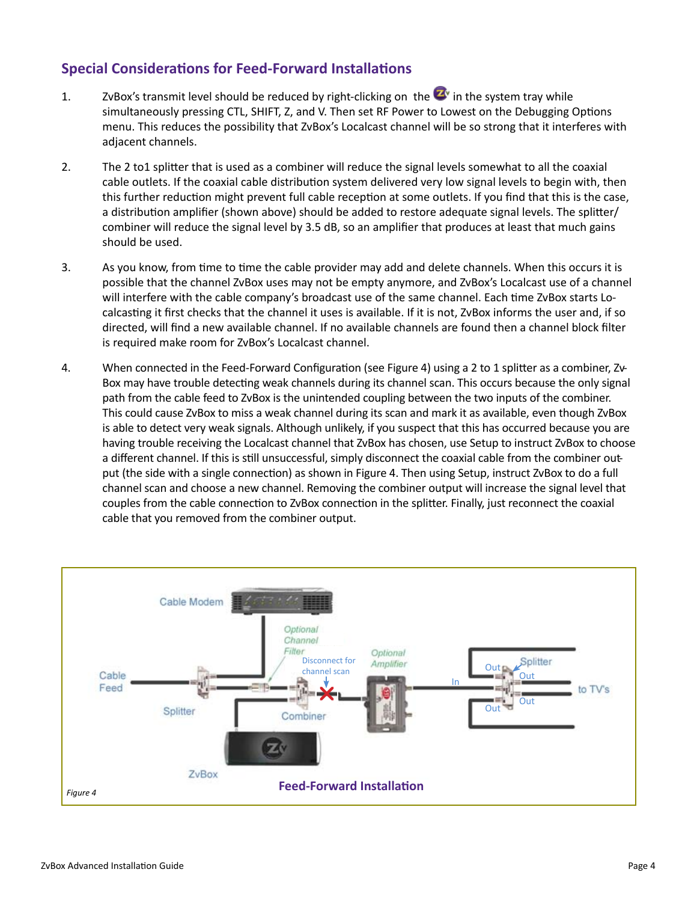## Special Considerations for Feed-Forward Installations

1. ZvBox's transmit level should be reduced by right-clicking on the ZV in the system tray while simultaneously pressing CTL, SHIFT, Z, and V. Then set RF Power to Lowest on the Debugging Options menu. This reduces the possibility that ZvBox's Localcast channel will be so strong that it interferes with adjacent channels.

2. The 2 to1 splitter that is used as a combiner will reduce the signal levels somewhat to all the coaxial cable outlets. If the coaxial cable distribution system delivered very low signal levels to begin with, then this further reduction might prevent full cable reception at some outlets. If you find that this is the case, a distribution amplifier (shown above) should be added to restore adequate signal levels. The splitter/combiner will reduce the signal level by 3.5 dB, so an amplifier that produces at least that much gains should be used.

3. As you know, from time to time the cable provider may add and delete channels. When this occurs it is possible that the channel ZvBox uses may not be empty anymore, and ZvBox's Localcast use of a channel will interfere with the cable company's broadcast use of the same channel. Each time ZvBox starts Localcasting it first checks that the channel it uses is available. If it is not, ZvBox informs the user and, if so directed, will find a new available channel. If no available channels are found then a channel block filter is required make room for ZvBox's Localcast channel.

4. When connected in the Feed-Forward Configuration (see Figure 4) using a 2 to 1 splitter as a combiner, ZvBox may have trouble detecting weak channels during its channel scan. This occurs because the only signal path from the cable feed to ZvBox is the unintended coupling between the two inputs of the combiner. This could cause ZvBox to miss a weak channel during its scan and mark it as available, even though ZvBox is able to detect very weak signals. Although unlikely, if you suspect that this has occurred because you are having trouble receiving the Localcast channel that ZvBox has chosen, use Setup to instruct ZvBox to choose a different channel. If this is still unsuccessful, simply disconnect the coaxial cable from the combiner output (the side with a single connection) as shown in Figure 4. Then using Setup, instruct ZvBox to do a full channel scan and choose a new channel. Removing the combiner output will increase the signal level that couples from the cable connection to ZvBox connection in the splitter. Finally, just reconnect the coaxial cable that you removed from the combiner output.

Cable Modem
Optional Channel Filter
Disconnect for channel scan
Optional Amplifier
Cable Feed
Splitter
Combiner
In
Out
Splitter
Out
Out
Out
to TV's
ZvBox

Figure 4

**Feed-Forward Installation**